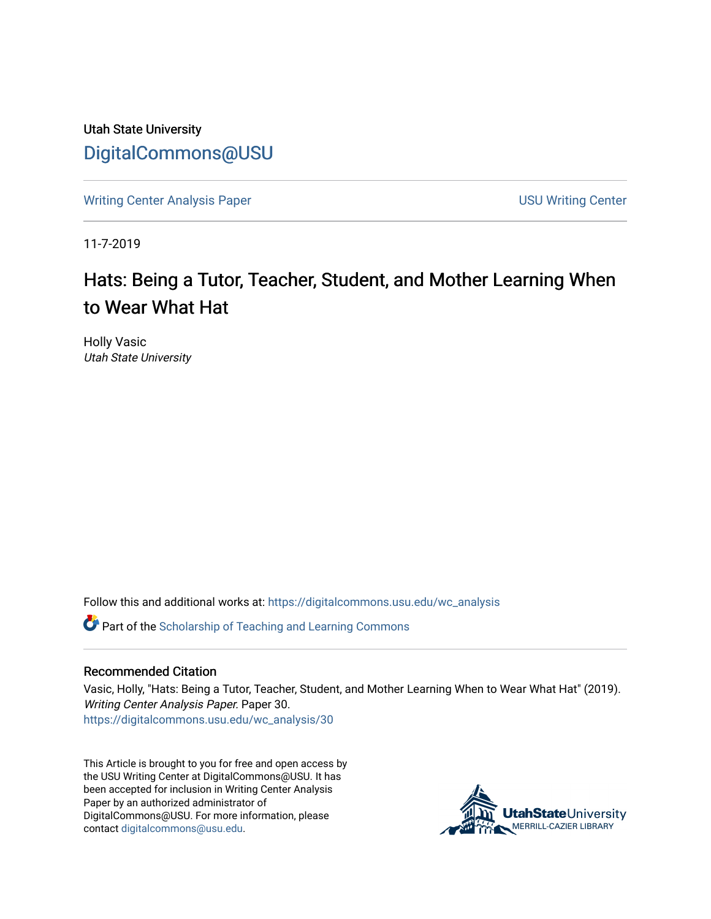Utah State University

# DigitalCommons@USU

Writing Center Analysis Paper

USU Writing Center

11-7-2019

# Hats: Being a Tutor, Teacher, Student, and Mother Learning When to Wear What Hat

Holly Vasic

*Utah State University*

Follow this and additional works at: https://digitalcommons.usu.edu/wc_analysis

Part of the Scholarship of Teaching and Learning Commons

## Recommended Citation

Vasic, Holly, "Hats: Being a Tutor, Teacher, Student, and Mother Learning When to Wear What Hat" (2019). *Writing Center Analysis Paper*. Paper 30.
https://digitalcommons.usu.edu/wc_analysis/30

This Article is brought to you for free and open access by the USU Writing Center at DigitalCommons@USU. It has been accepted for inclusion in Writing Center Analysis Paper by an authorized administrator of DigitalCommons@USU. For more information, please contact digitalcommons@usu.edu.

UtahStateUniversity
MERRILL-CAZIER LIBRARY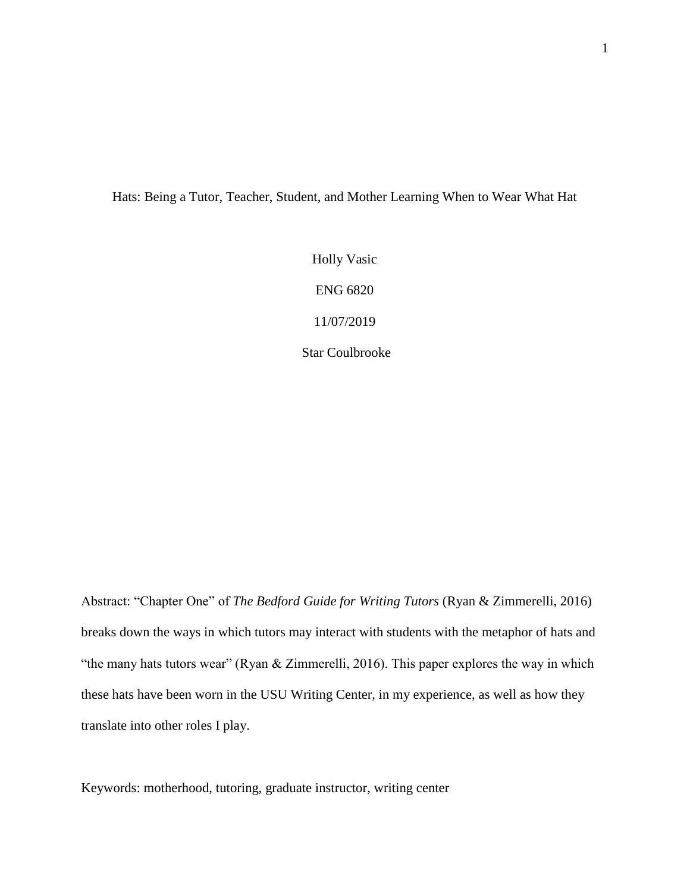Hats: Being a Tutor, Teacher, Student, and Mother Learning When to Wear What Hat

Holly Vasic

ENG 6820

11/07/2019

Star Coulbrooke

Abstract: "Chapter One" of *The Bedford Guide for Writing Tutors* (Ryan & Zimmerelli, 2016) breaks down the ways in which tutors may interact with students with the metaphor of hats and "the many hats tutors wear" (Ryan & Zimmerelli, 2016). This paper explores the way in which these hats have been worn in the USU Writing Center, in my experience, as well as how they translate into other roles I play.

Keywords: motherhood, tutoring, graduate instructor, writing center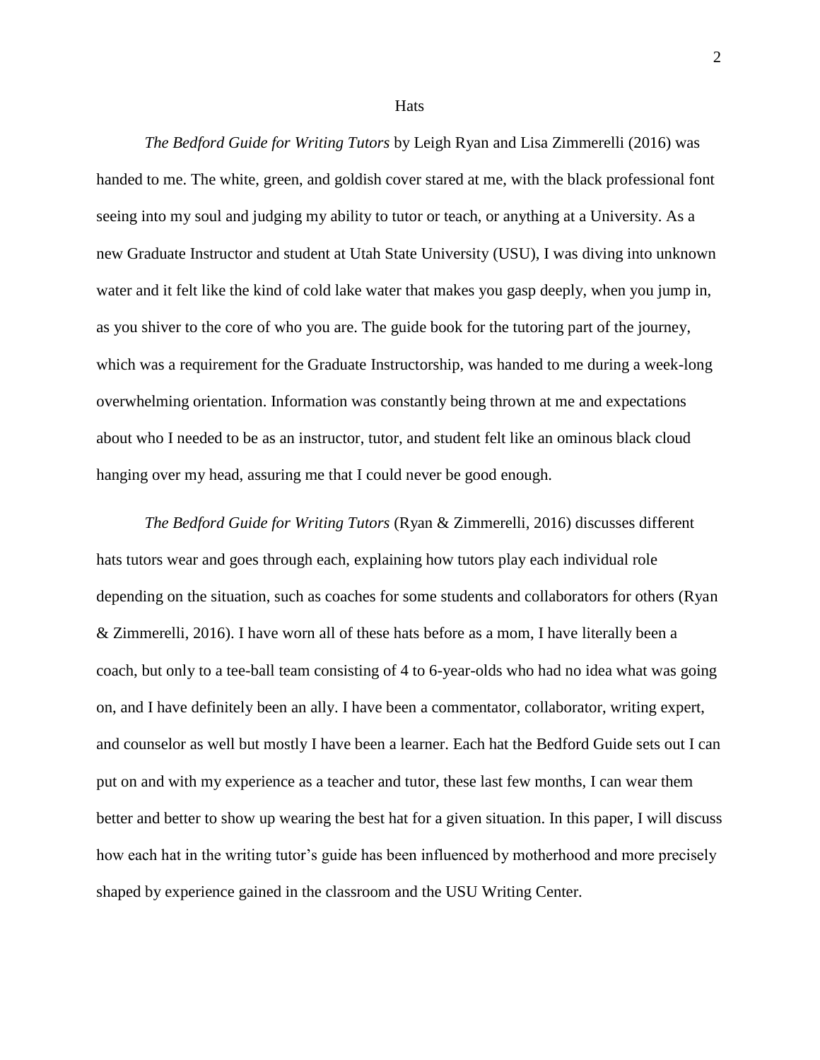# Hats

*The Bedford Guide for Writing Tutors* by Leigh Ryan and Lisa Zimmerelli (2016) was handed to me. The white, green, and goldish cover stared at me, with the black professional font seeing into my soul and judging my ability to tutor or teach, or anything at a University. As a new Graduate Instructor and student at Utah State University (USU), I was diving into unknown water and it felt like the kind of cold lake water that makes you gasp deeply, when you jump in, as you shiver to the core of who you are. The guide book for the tutoring part of the journey, which was a requirement for the Graduate Instructorship, was handed to me during a week-long overwhelming orientation. Information was constantly being thrown at me and expectations about who I needed to be as an instructor, tutor, and student felt like an ominous black cloud hanging over my head, assuring me that I could never be good enough.

*The Bedford Guide for Writing Tutors* (Ryan & Zimmerelli, 2016) discusses different hats tutors wear and goes through each, explaining how tutors play each individual role depending on the situation, such as coaches for some students and collaborators for others (Ryan & Zimmerelli, 2016). I have worn all of these hats before as a mom, I have literally been a coach, but only to a tee-ball team consisting of 4 to 6-year-olds who had no idea what was going on, and I have definitely been an ally. I have been a commentator, collaborator, writing expert, and counselor as well but mostly I have been a learner. Each hat the Bedford Guide sets out I can put on and with my experience as a teacher and tutor, these last few months, I can wear them better and better to show up wearing the best hat for a given situation. In this paper, I will discuss how each hat in the writing tutor's guide has been influenced by motherhood and more precisely shaped by experience gained in the classroom and the USU Writing Center.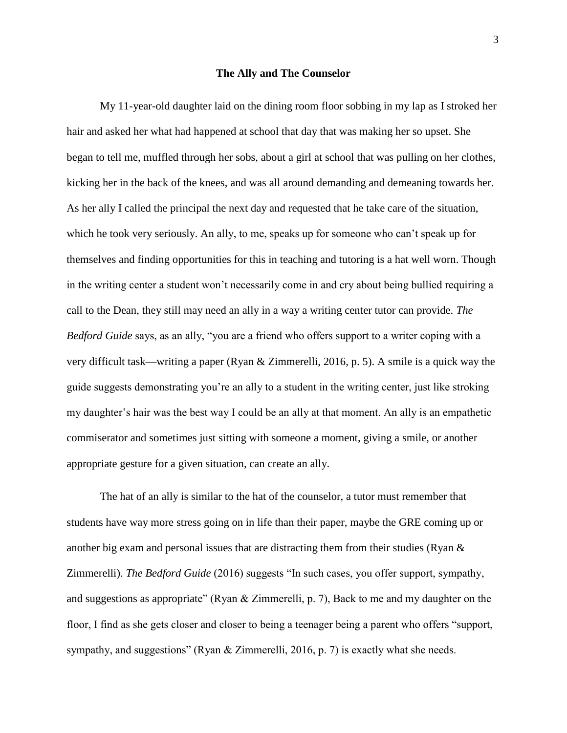**The Ally and The Counselor**

My 11-year-old daughter laid on the dining room floor sobbing in my lap as I stroked her hair and asked her what had happened at school that day that was making her so upset. She began to tell me, muffled through her sobs, about a girl at school that was pulling on her clothes, kicking her in the back of the knees, and was all around demanding and demeaning towards her. As her ally I called the principal the next day and requested that he take care of the situation, which he took very seriously. An ally, to me, speaks up for someone who can't speak up for themselves and finding opportunities for this in teaching and tutoring is a hat well worn. Though in the writing center a student won't necessarily come in and cry about being bullied requiring a call to the Dean, they still may need an ally in a way a writing center tutor can provide. *The Bedford Guide* says, as an ally, "you are a friend who offers support to a writer coping with a very difficult task—writing a paper (Ryan & Zimmerelli, 2016, p. 5). A smile is a quick way the guide suggests demonstrating you're an ally to a student in the writing center, just like stroking my daughter's hair was the best way I could be an ally at that moment. An ally is an empathetic commiserator and sometimes just sitting with someone a moment, giving a smile, or another appropriate gesture for a given situation, can create an ally.

The hat of an ally is similar to the hat of the counselor, a tutor must remember that students have way more stress going on in life than their paper, maybe the GRE coming up or another big exam and personal issues that are distracting them from their studies (Ryan & Zimmerelli). *The Bedford Guide* (2016) suggests "In such cases, you offer support, sympathy, and suggestions as appropriate" (Ryan & Zimmerelli, p. 7), Back to me and my daughter on the floor, I find as she gets closer and closer to being a teenager being a parent who offers "support, sympathy, and suggestions" (Ryan & Zimmerelli, 2016, p. 7) is exactly what she needs.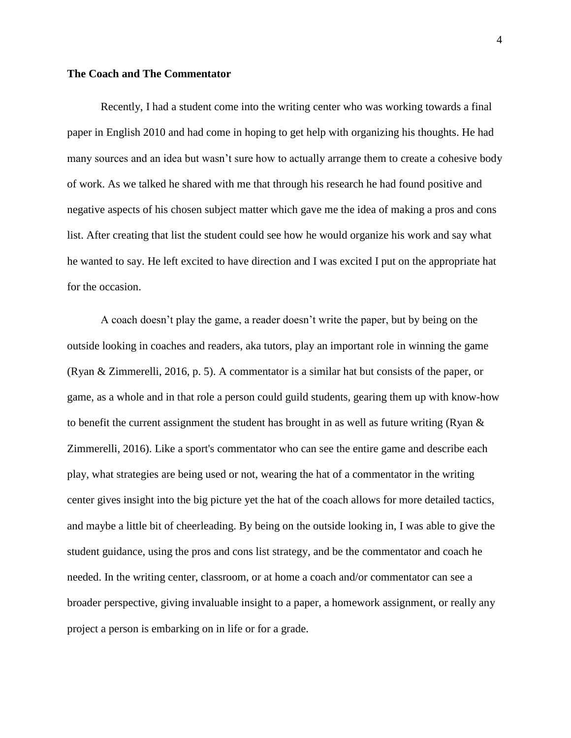**The Coach and The Commentator**

Recently, I had a student come into the writing center who was working towards a final paper in English 2010 and had come in hoping to get help with organizing his thoughts. He had many sources and an idea but wasn't sure how to actually arrange them to create a cohesive body of work. As we talked he shared with me that through his research he had found positive and negative aspects of his chosen subject matter which gave me the idea of making a pros and cons list. After creating that list the student could see how he would organize his work and say what he wanted to say. He left excited to have direction and I was excited I put on the appropriate hat for the occasion.

A coach doesn't play the game, a reader doesn't write the paper, but by being on the outside looking in coaches and readers, aka tutors, play an important role in winning the game (Ryan & Zimmerelli, 2016, p. 5). A commentator is a similar hat but consists of the paper, or game, as a whole and in that role a person could guild students, gearing them up with know-how to benefit the current assignment the student has brought in as well as future writing (Ryan & Zimmerelli, 2016). Like a sport's commentator who can see the entire game and describe each play, what strategies are being used or not, wearing the hat of a commentator in the writing center gives insight into the big picture yet the hat of the coach allows for more detailed tactics, and maybe a little bit of cheerleading. By being on the outside looking in, I was able to give the student guidance, using the pros and cons list strategy, and be the commentator and coach he needed. In the writing center, classroom, or at home a coach and/or commentator can see a broader perspective, giving invaluable insight to a paper, a homework assignment, or really any project a person is embarking on in life or for a grade.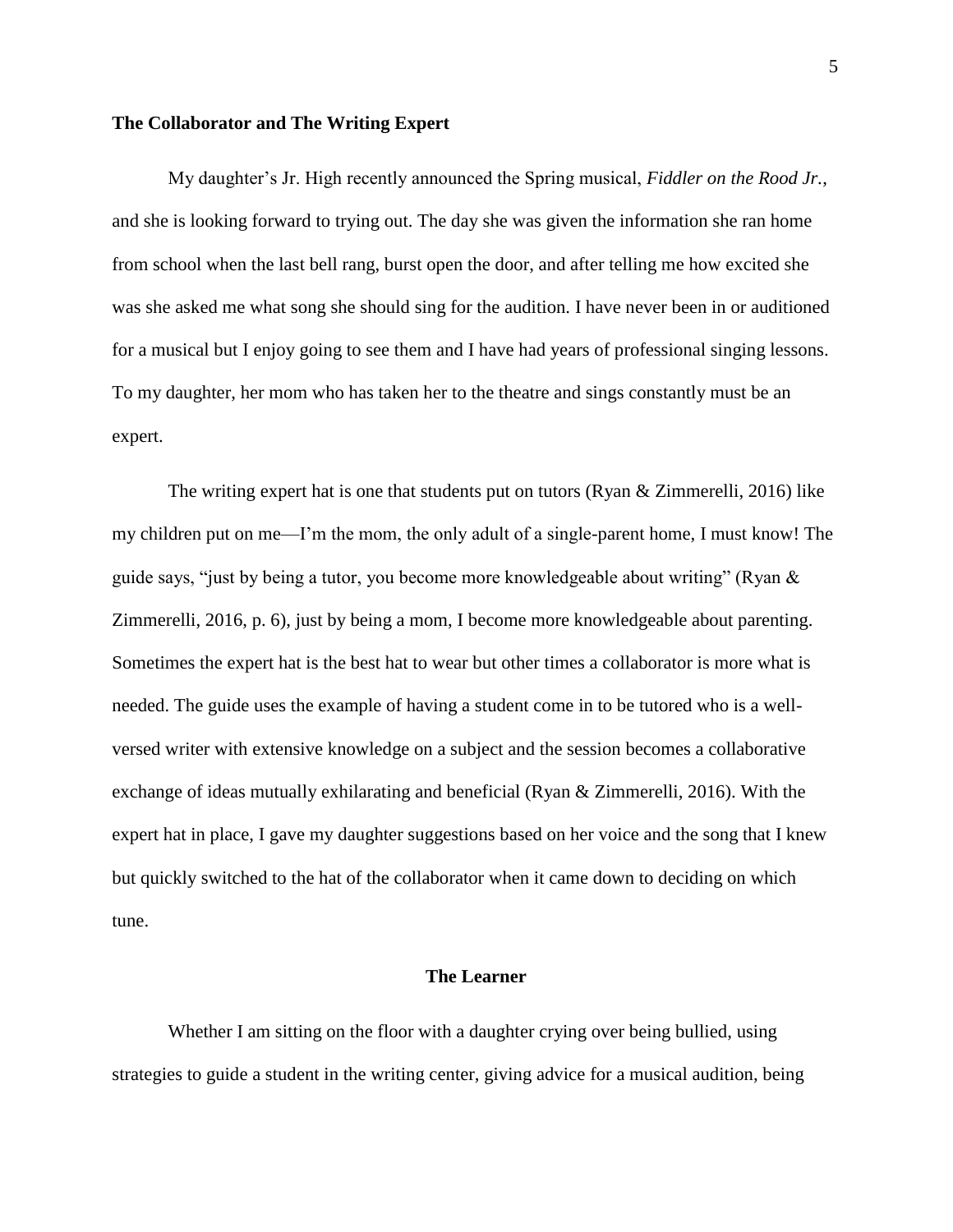**The Collaborator and The Writing Expert**

My daughter's Jr. High recently announced the Spring musical, *Fiddler on the Rood Jr.*, and she is looking forward to trying out. The day she was given the information she ran home from school when the last bell rang, burst open the door, and after telling me how excited she was she asked me what song she should sing for the audition. I have never been in or auditioned for a musical but I enjoy going to see them and I have had years of professional singing lessons. To my daughter, her mom who has taken her to the theatre and sings constantly must be an expert.

The writing expert hat is one that students put on tutors (Ryan & Zimmerelli, 2016) like my children put on me—I'm the mom, the only adult of a single-parent home, I must know! The guide says, "just by being a tutor, you become more knowledgeable about writing" (Ryan & Zimmerelli, 2016, p. 6), just by being a mom, I become more knowledgeable about parenting. Sometimes the expert hat is the best hat to wear but other times a collaborator is more what is needed. The guide uses the example of having a student come in to be tutored who is a well-versed writer with extensive knowledge on a subject and the session becomes a collaborative exchange of ideas mutually exhilarating and beneficial (Ryan & Zimmerelli, 2016). With the expert hat in place, I gave my daughter suggestions based on her voice and the song that I knew but quickly switched to the hat of the collaborator when it came down to deciding on which tune.

**The Learner**

Whether I am sitting on the floor with a daughter crying over being bullied, using strategies to guide a student in the writing center, giving advice for a musical audition, being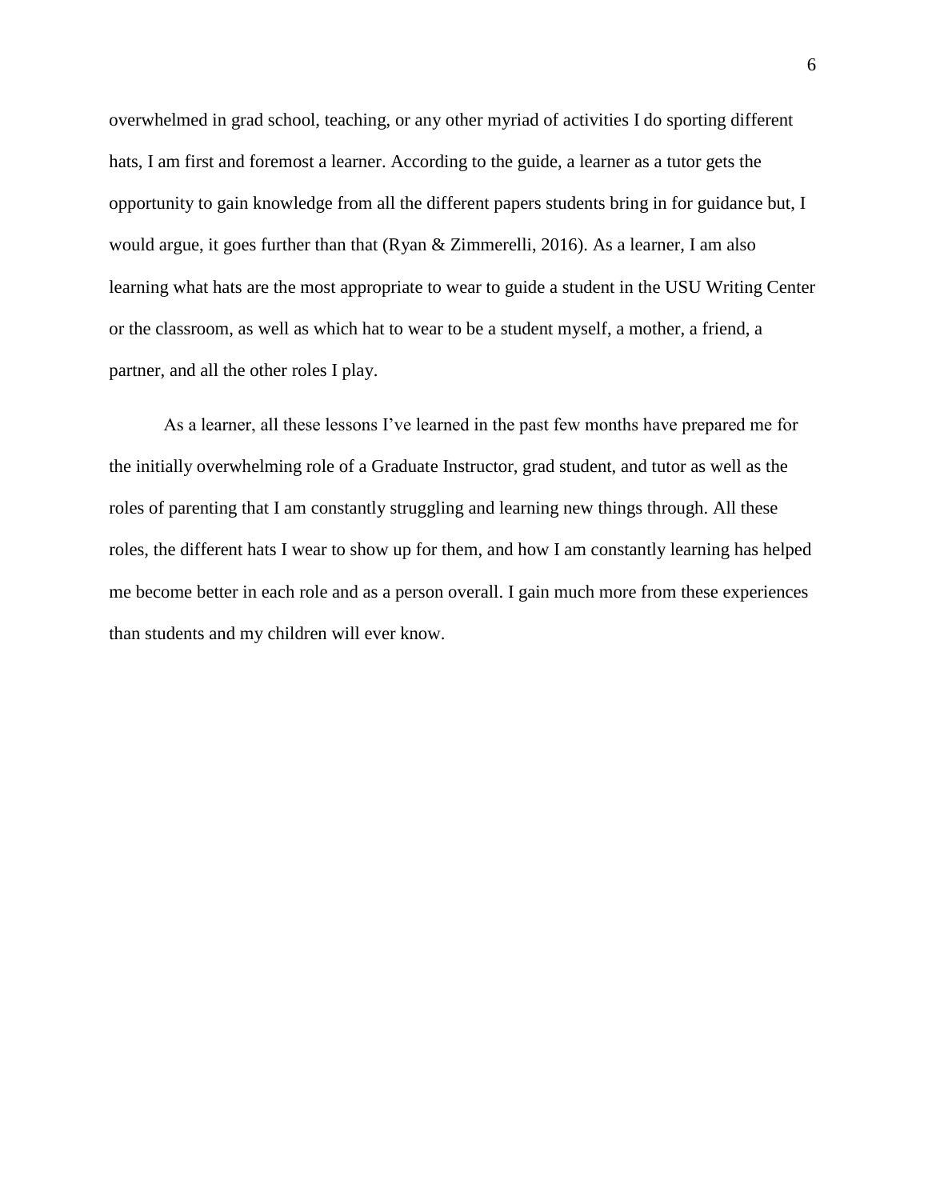overwhelmed in grad school, teaching, or any other myriad of activities I do sporting different hats, I am first and foremost a learner. According to the guide, a learner as a tutor gets the opportunity to gain knowledge from all the different papers students bring in for guidance but, I would argue, it goes further than that (Ryan & Zimmerelli, 2016). As a learner, I am also learning what hats are the most appropriate to wear to guide a student in the USU Writing Center or the classroom, as well as which hat to wear to be a student myself, a mother, a friend, a partner, and all the other roles I play.

As a learner, all these lessons I've learned in the past few months have prepared me for the initially overwhelming role of a Graduate Instructor, grad student, and tutor as well as the roles of parenting that I am constantly struggling and learning new things through. All these roles, the different hats I wear to show up for them, and how I am constantly learning has helped me become better in each role and as a person overall. I gain much more from these experiences than students and my children will ever know.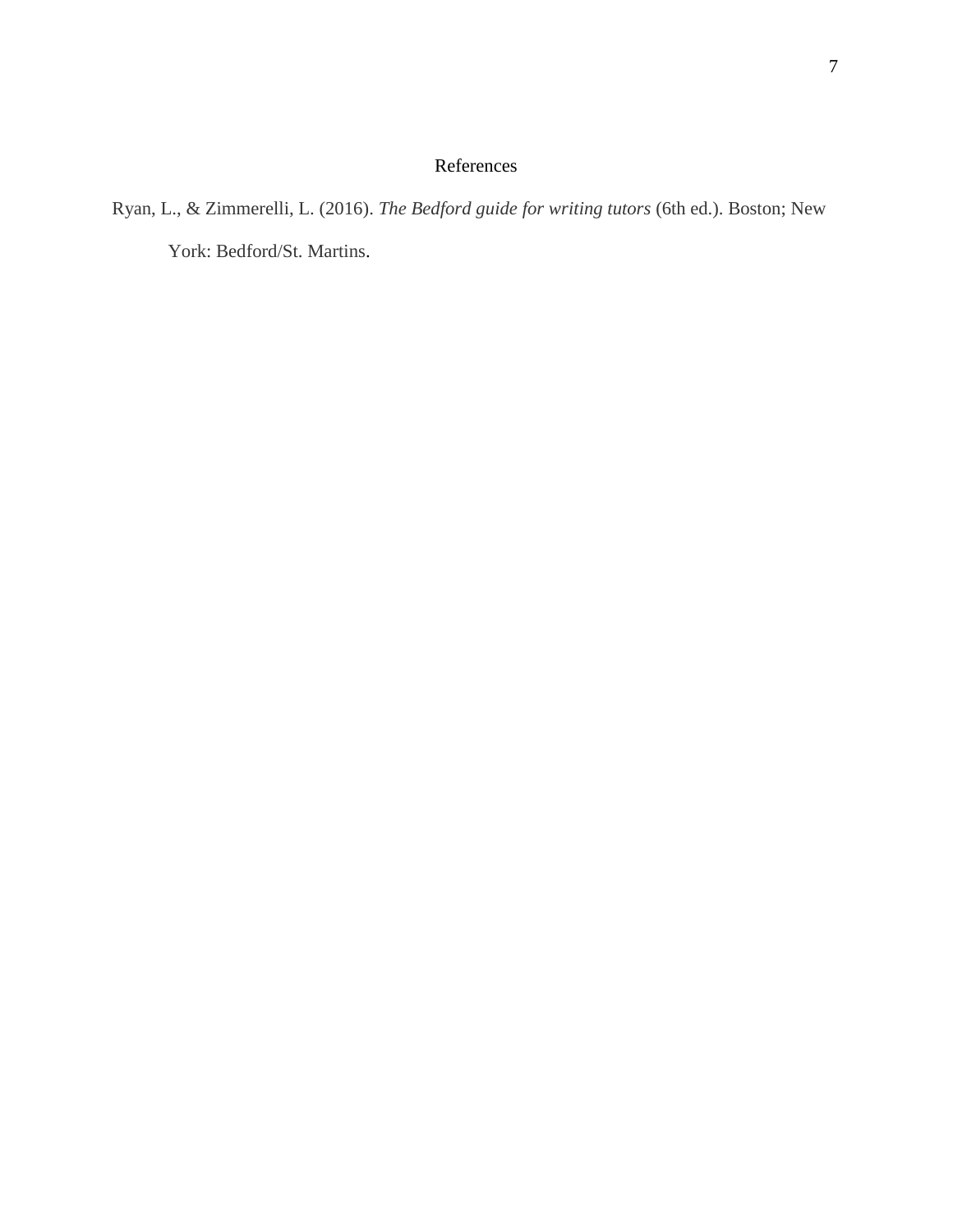# References

Ryan, L., & Zimmerelli, L. (2016). *The Bedford guide for writing tutors* (6th ed.). Boston; New York: Bedford/St. Martins.